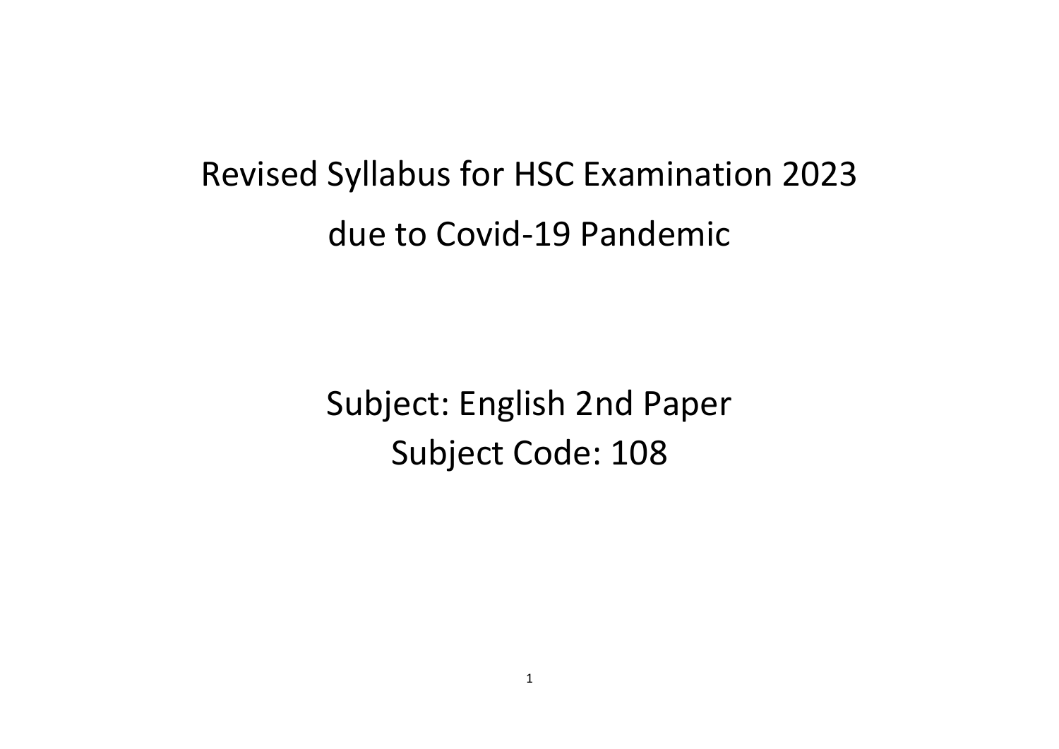# Revised Syllabus for HSC Examination 2023 due to Covid-19 Pandemic

## Subject: English 2nd Paper
## Subject Code: 108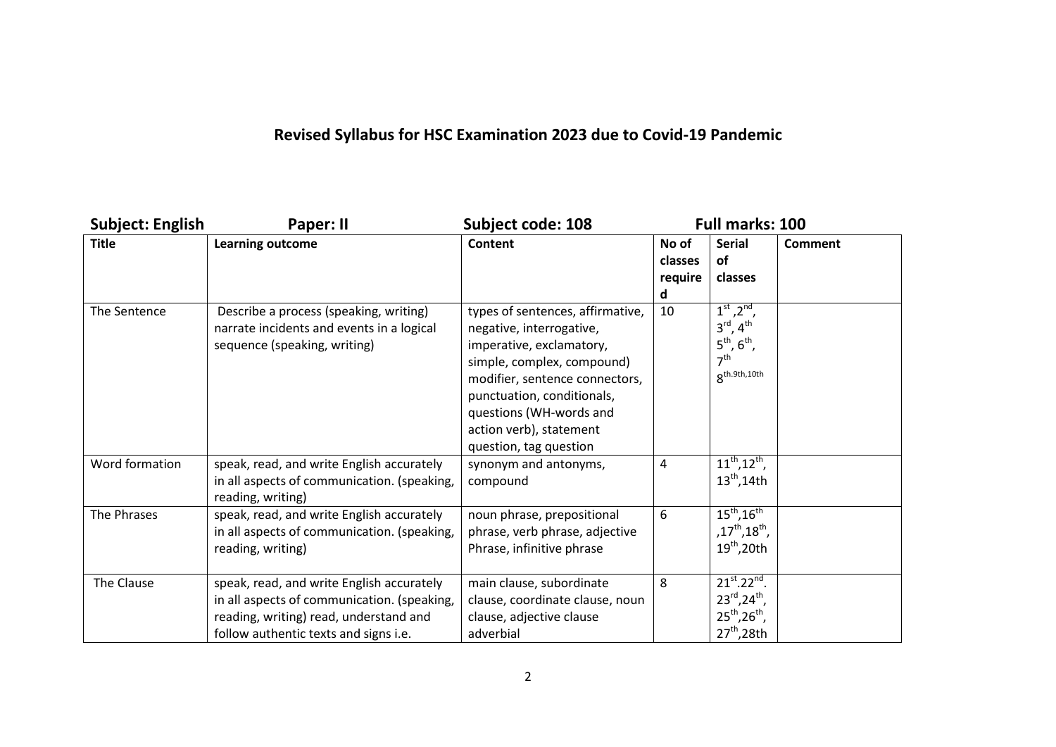# Revised Syllabus for HSC Examination 2023 due to Covid-19 Pandemic

**Subject: English** **Paper: II** **Subject code: 108** **Full marks: 100**

| Title | Learning outcome | Content | No of classes required | Serial of classes | Comment |
|---|---|---|---|---|---|
| The Sentence | Describe a process (speaking, writing) narrate incidents and events in a logical sequence (speaking, writing) | types of sentences, affirmative, negative, interrogative, imperative, exclamatory, simple, complex, compound) modifier, sentence connectors, punctuation, conditionals, questions (WH-words and action verb), statement question, tag question | 10 | $1^{st}$ ,$2^{nd}$, $3^{rd}$, $4^{th}$ $5^{th}$, $6^{th}$, $7^{th}$ $8^{th.9th,10th}$ | |
| Word formation | speak, read, and write English accurately in all aspects of communication. (speaking, reading, writing) | synonym and antonyms, compound | 4 | $11^{th}$,$12^{th}$, $13^{th}$,14th | |
| The Phrases | speak, read, and write English accurately in all aspects of communication. (speaking, reading, writing) | noun phrase, prepositional phrase, verb phrase, adjective Phrase, infinitive phrase | 6 | $15^{th}$,$16^{th}$ ,$17^{th}$,$18^{th}$, $19^{th}$,20th | |
| The Clause | speak, read, and write English accurately in all aspects of communication. (speaking, reading, writing) read, understand and follow authentic texts and signs i.e. | main clause, subordinate clause, coordinate clause, noun clause, adjective clause adverbial | 8 | $21^{st}$.$22^{nd}$. $23^{rd}$,$24^{th}$, $25^{th}$,$26^{th}$, $27^{th}$,28th | |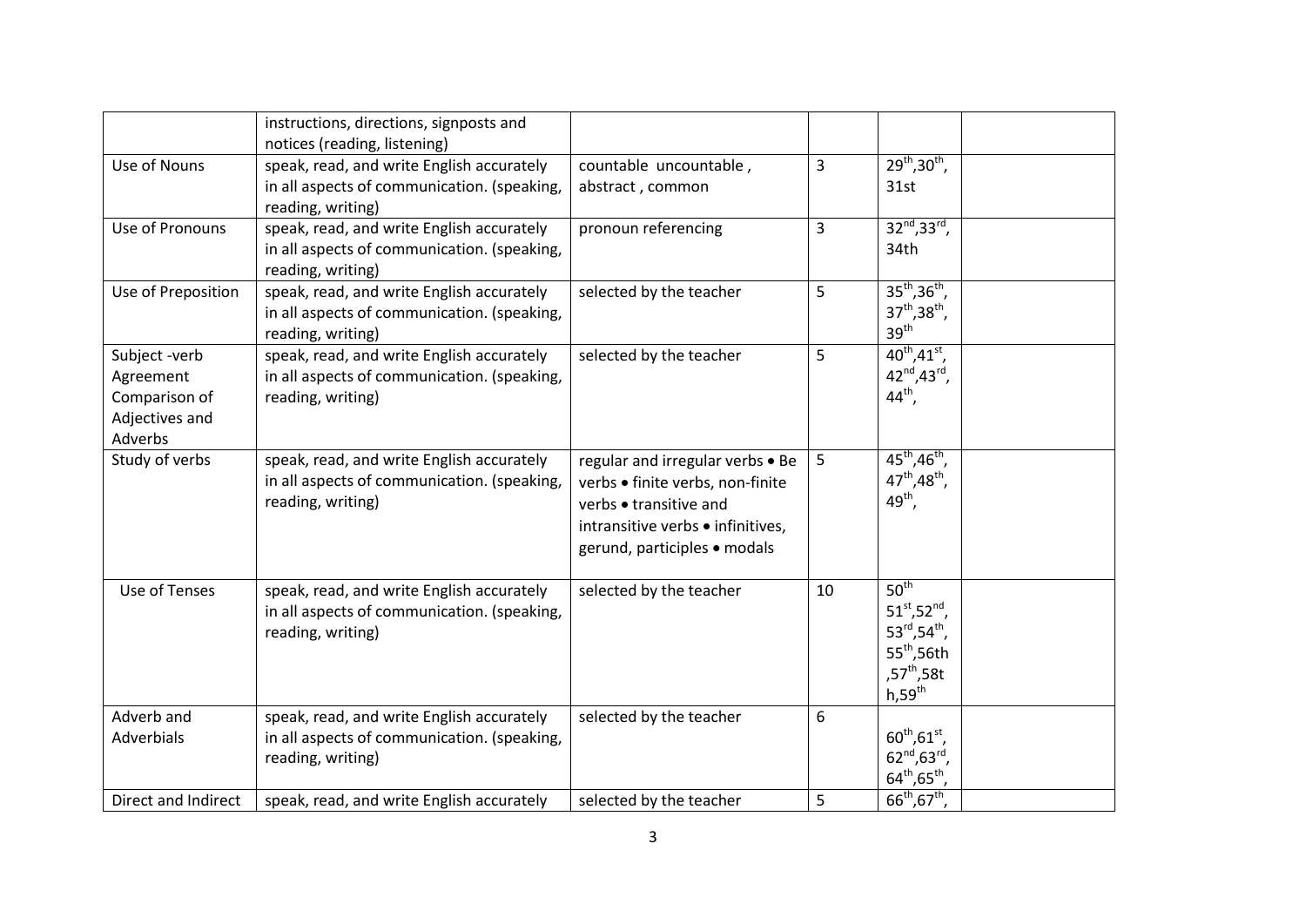| | | | | | |
|---|---|---|---|---|---|
| | instructions, directions, signposts and notices (reading, listening) | | | | |
| Use of Nouns | speak, read, and write English accurately in all aspects of communication. (speaking, reading, writing) | countable uncountable , abstract , common | 3 | 29th,30th, 31st | |
| Use of Pronouns | speak, read, and write English accurately in all aspects of communication. (speaking, reading, writing) | pronoun referencing | 3 | 32nd,33rd, 34th | |
| Use of Preposition | speak, read, and write English accurately in all aspects of communication. (speaking, reading, writing) | selected by the teacher | 5 | 35th,36th, 37th,38th, 39th | |
| Subject -verb Agreement Comparison of Adjectives and Adverbs | speak, read, and write English accurately in all aspects of communication. (speaking, reading, writing) | selected by the teacher | 5 | 40th,41st, 42nd,43rd, 44th, | |
| Study of verbs | speak, read, and write English accurately in all aspects of communication. (speaking, reading, writing) | regular and irregular verbs • Be verbs • finite verbs, non-finite verbs • transitive and intransitive verbs • infinitives, gerund, participles • modals | 5 | 45th,46th, 47th,48th, 49th, | |
| Use of Tenses | speak, read, and write English accurately in all aspects of communication. (speaking, reading, writing) | selected by the teacher | 10 | 50th 51st,52nd, 53rd,54th, 55th,56th ,57th,58t h,59th | |
| Adverb and Adverbials | speak, read, and write English accurately in all aspects of communication. (speaking, reading, writing) | selected by the teacher | 6 | 60th,61st, 62nd,63rd, 64th,65th, | |
| Direct and Indirect | speak, read, and write English accurately | selected by the teacher | 5 | 66th,67th, | |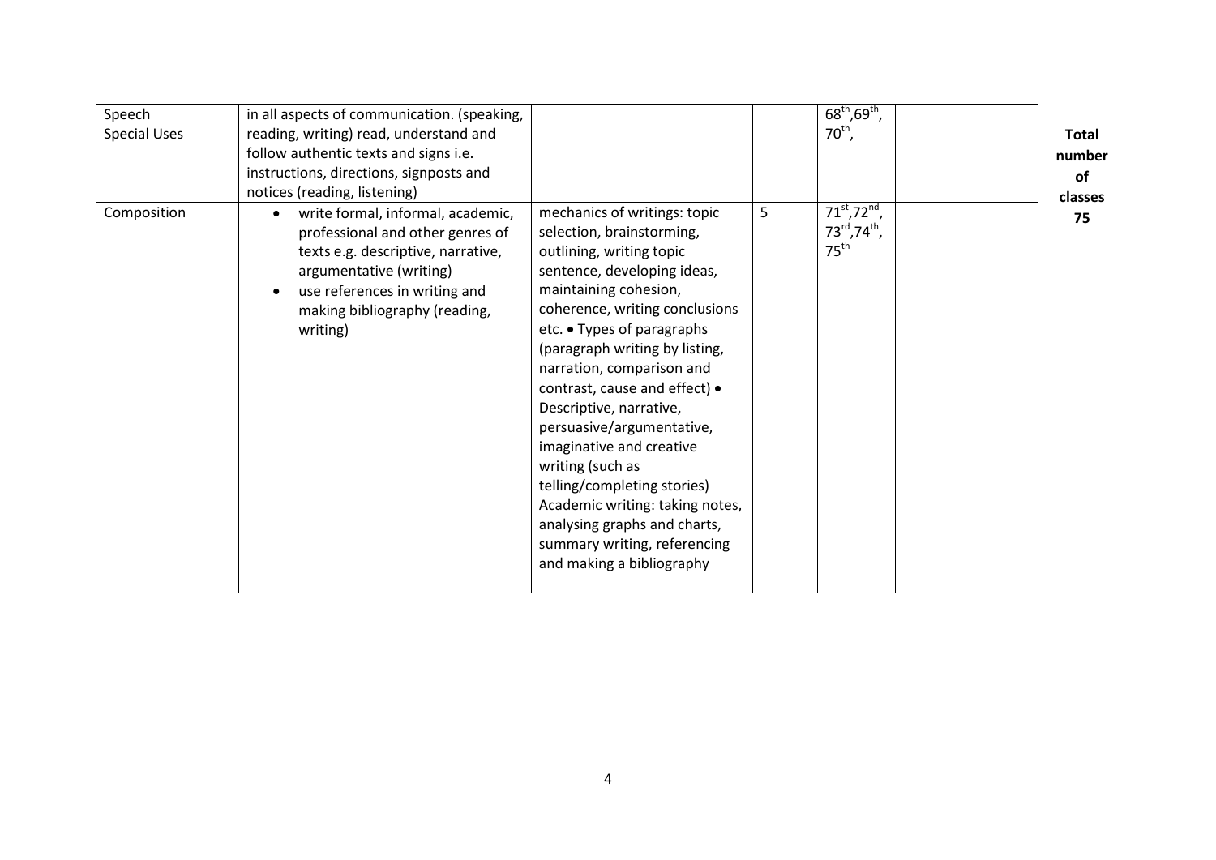| Speech Special Uses | in all aspects of communication. (speaking, reading, writing) read, understand and follow authentic texts and signs i.e. instructions, directions, signposts and notices (reading, listening) | | | 68th,69th, 70th, | |
|---|---|---|---|---|---|
| Composition | • write formal, informal, academic, professional and other genres of texts e.g. descriptive, narrative, argumentative (writing) • use references in writing and making bibliography (reading, writing) | mechanics of writings: topic selection, brainstorming, outlining, writing topic sentence, developing ideas, maintaining cohesion, coherence, writing conclusions etc. • Types of paragraphs (paragraph writing by listing, narration, comparison and contrast, cause and effect) • Descriptive, narrative, persuasive/argumentative, imaginative and creative writing (such as telling/completing stories) Academic writing: taking notes, analysing graphs and charts, summary writing, referencing and making a bibliography | 5 | 71st,72nd, 73rd,74th, 75th | |

**Total number of classes 75**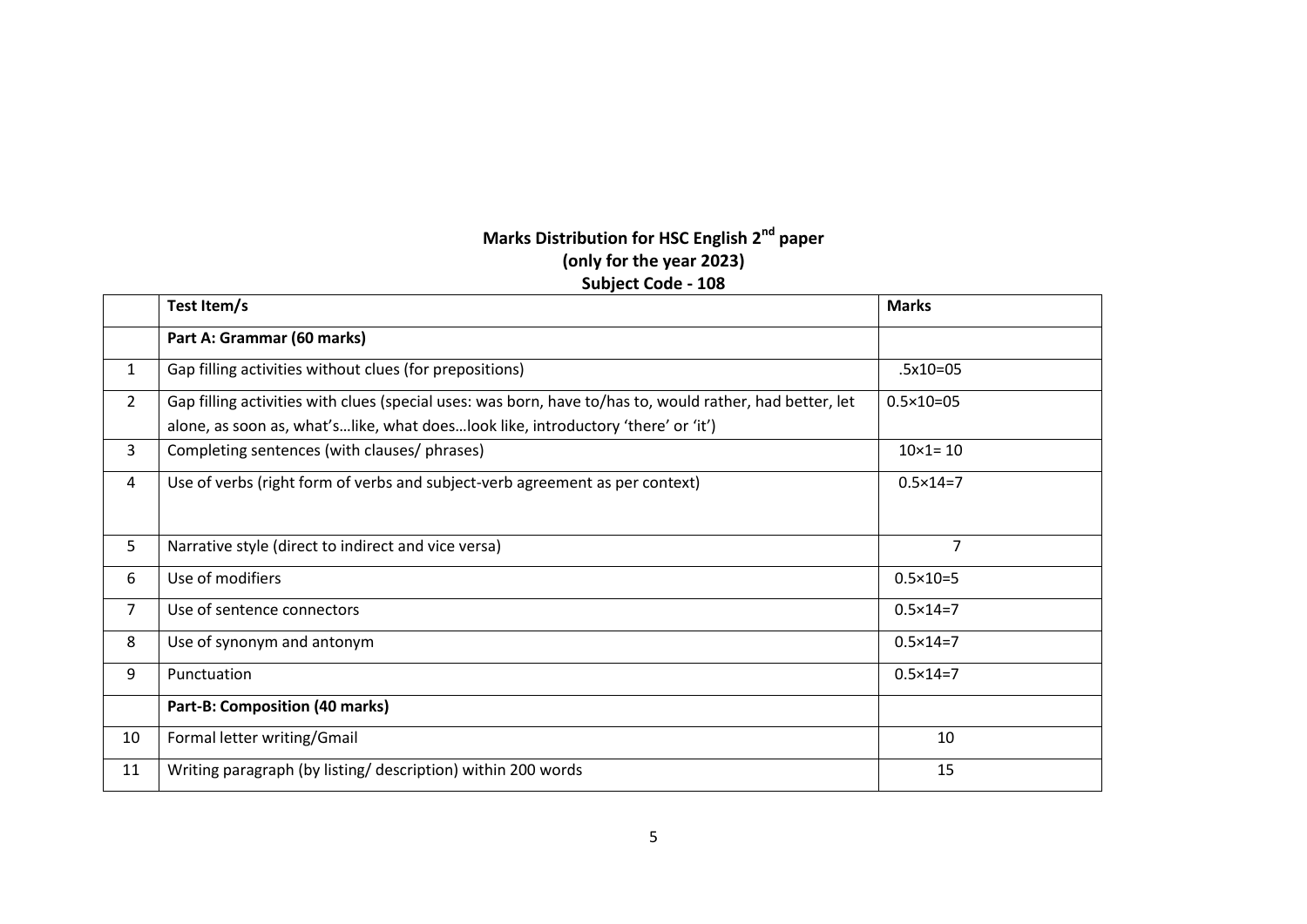**Marks Distribution for HSC English 2[nd] paper**
**(only for the year 2023)**
**Subject Code - 108**

| | Test Item/s | Marks |
|---|---|---|
| | **Part A: Grammar (60 marks)** | |
| 1 | Gap filling activities without clues (for prepositions) | .5x10=05 |
| 2 | Gap filling activities with clues (special uses: was born, have to/has to, would rather, had better, let alone, as soon as, what's…like, what does…look like, introductory 'there' or 'it') | 0.5×10=05 |
| 3 | Completing sentences (with clauses/ phrases) | 10×1= 10 |
| 4 | Use of verbs (right form of verbs and subject-verb agreement as per context) | 0.5×14=7 |
| 5 | Narrative style (direct to indirect and vice versa) | 7 |
| 6 | Use of modifiers | 0.5×10=5 |
| 7 | Use of sentence connectors | 0.5×14=7 |
| 8 | Use of synonym and antonym | 0.5×14=7 |
| 9 | Punctuation | 0.5×14=7 |
| | **Part-B: Composition (40 marks)** | |
| 10 | Formal letter writing/Gmail | 10 |
| 11 | Writing paragraph (by listing/ description) within 200 words | 15 |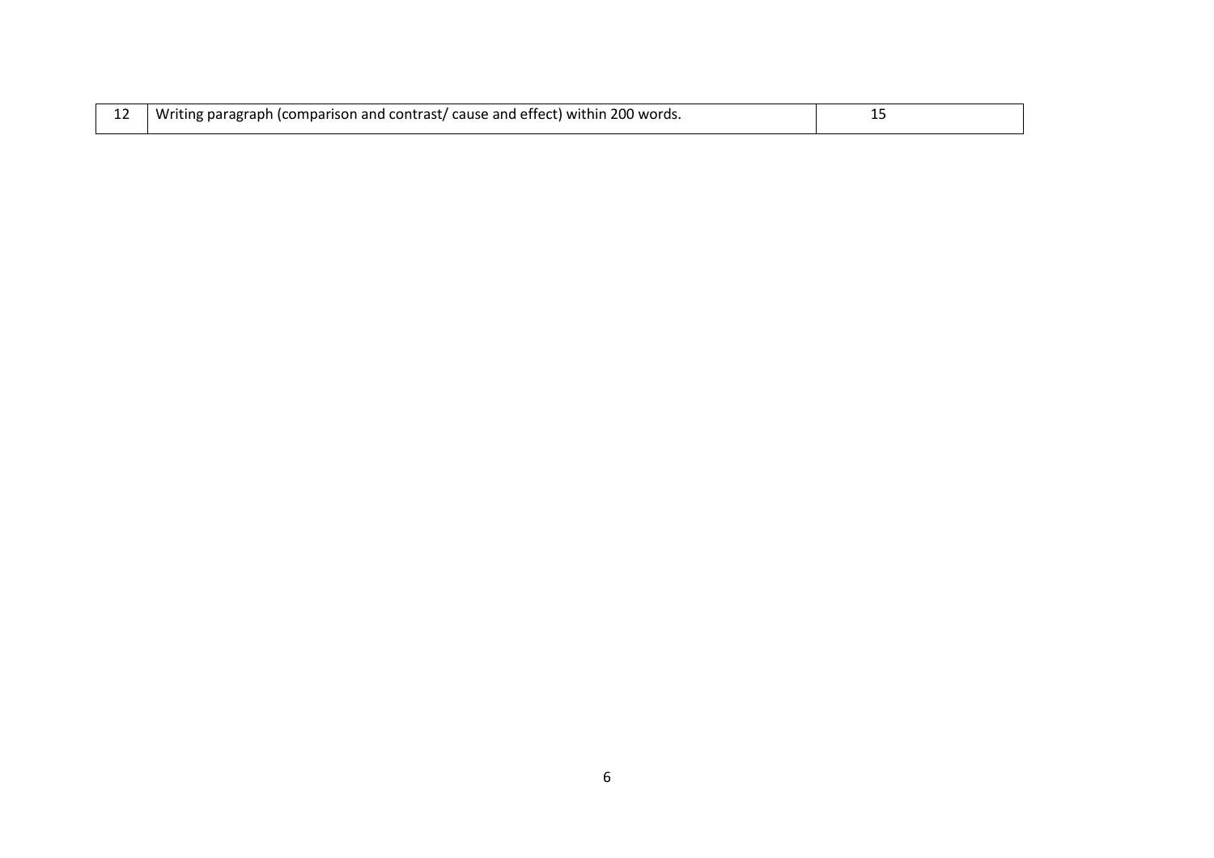| | | |
|---|---|---|
| 12 | Writing paragraph (comparison and contrast/ cause and effect) within 200 words. | 15 |